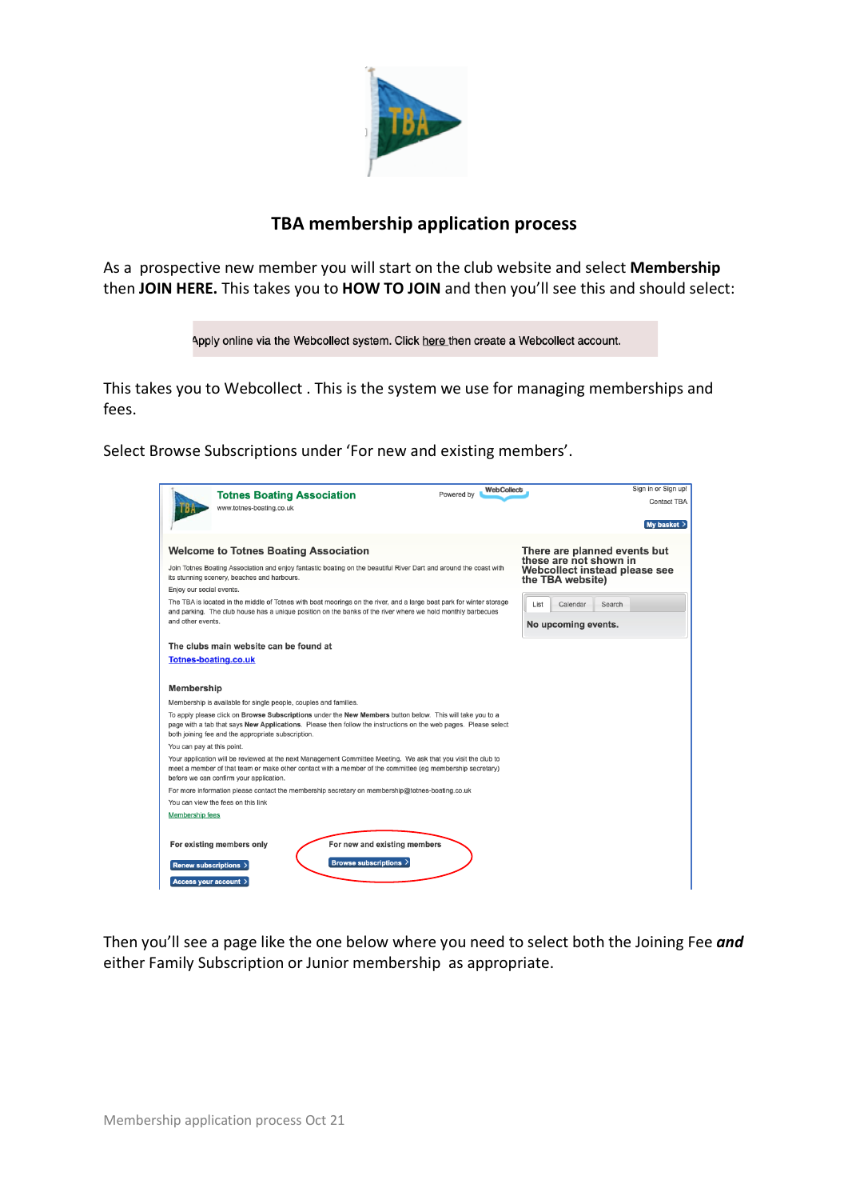## TBA membership application process

As a prospective new member you will start on the club website and select **Membership** then **JOIN HERE.** This takes you to **HOW TO JOIN** and then you'll see this and should select:

Apply online via the Webcollect system. Click here then create a Webcollect account.

This takes you to Webcollect . This is the system we use for managing memberships and fees.

Select Browse Subscriptions under 'For new and existing members'.

**Totnes Boating Association**

www.totnes-boating.co.uk

Powered by WebCollect

Sign in or Sign up!

Contact TBA

My basket

**Welcome to Totnes Boating Association**

Join Totnes Boating Association and enjoy fantastic boating on the beautiful River Dart and around the coast with its stunning scenery, beaches and harbours.

Enjoy our social events.

The TBA is located in the middle of Totnes with boat moorings on the river, and a large boat park for winter storage and parking. The club house has a unique position on the banks of the river where we hold monthly barbecues and other events.

**The clubs main website can be found at**

Totnes-boating.co.uk

**Membership**

Membership is available for single people, couples and families.

To apply please click on **Browse Subscriptions** under the **New Members** button below. This will take you to a page with a tab that says **New Applications**. Please then follow the instructions on the web pages. Please select both joining fee and the appropriate subscription.

You can pay at this point.

Your application will be reviewed at the next Management Committee Meeting. We ask that you visit the club to meet a member of that team or make other contact with a member of the committee (eg membership secretary) before we can confirm your application.

For more information please contact the membership secretary on membership@totnes-boating.co.uk

You can view the fees on this link

Membership fees

**There are planned events but these are not shown in Webcollect instead please see the TBA website)**

List | Calendar | Search

**No upcoming events.**

**For existing members only**

Renew subscriptions

Access your account

**For new and existing members**

Browse subscriptions

Then you'll see a page like the one below where you need to select both the Joining Fee ***and*** either Family Subscription or Junior membership as appropriate.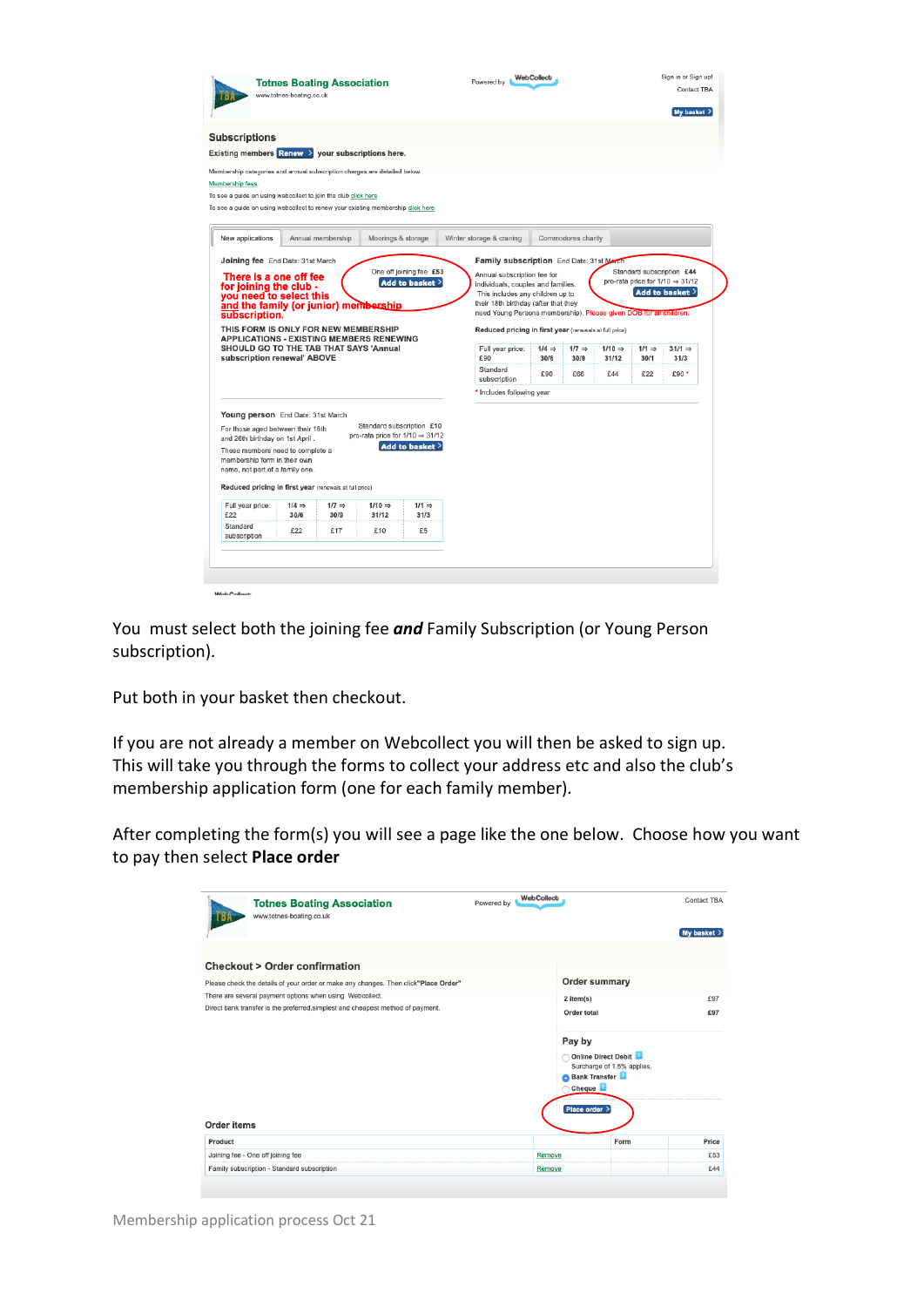**Totnes Boating Association**
www.totnes-boating.co.uk

Powered by WebCollect

Sign in or Sign up!
Contact TBA
My basket

## Subscriptions

Existing members **Renew** your subscriptions here.

Membership categories and annual subscription charges are detailed below.
Membership fees
To see a guide on using webcollect to join the club click here
To see a guide on using webcollect to renew your existing membership click here

New applications | Annual membership | Moorings & storage | Winter storage & craning | Commodores charity

**Joining fee** End Date: 31st March

One off joining fee £53
Add to basket

There is a one off fee for joining the club - you need to select this and the family (or junior) membership subscription.

THIS FORM IS ONLY FOR NEW MEMBERSHIP APPLICATIONS - EXISTING MEMBERS RENEWING SHOULD GO TO THE TAB THAT SAYS 'Annual subscription renewal' ABOVE

**Family subscription** End Date: 31st March

Annual subscription fee for individuals, couples and families. This includes any children up to their 18th birthday (after that they need Young Persons membership). Please given DOB for all children.

Standard subscription £44
pro-rata price for 1/10 ⇒ 31/12
Add to basket

Reduced pricing in first year (renewals at full price)

| Full year price: £90 | 1/4 ⇒ 30/6 | 1/7 ⇒ 30/9 | 1/10 ⇒ 31/12 | 1/1 ⇒ 30/1 | 31/1 ⇒ 31/3 |
|---|---|---|---|---|---|
| Standard subscription | £90 | £66 | £44 | £22 | £90 * |

\* Includes following year

**Young person** End Date: 31st March

For those aged between their 18th and 26th birthday on 1st April.

These members need to complete a membership form in their own name, not part of a family one.

Standard subscription £10
pro-rata price for 1/10 ⇒ 31/12
Add to basket

Reduced pricing in first year (renewals at full price)

| Full year price: £22 | 1/4 ⇒ 30/6 | 1/7 ⇒ 30/9 | 1/10 ⇒ 31/12 | 1/1 ⇒ 31/3 |
|---|---|---|---|---|
| Standard subscription | £22 | £17 | £10 | £5 |

You must select both the joining fee ***and*** Family Subscription (or Young Person subscription).

Put both in your basket then checkout.

If you are not already a member on Webcollect you will then be asked to sign up. This will take you through the forms to collect your address etc and also the club's membership application form (one for each family member).

After completing the form(s) you will see a page like the one below. Choose how you want to pay then select **Place order**

**Totnes Boating Association**
www.totnes-boating.co.uk

Powered by WebCollect

Contact TBA
My basket

### Checkout > Order confirmation

Please check the details of your order or make any changes. Then click "Place Order"
There are several payment options when using Webcollect.
Direct bank transfer is the preferred, simplest and cheapest method of payment.

**Order summary**

| | |
|---|---|
| 2 item(s) | £97 |
| Order total | £97 |

**Pay by**

- Online Direct Debit — Surcharge of 1.5% applies.
- Bank Transfer
- Cheque

Place order

**Order items**

| Product | | Form | Price |
|---|---|---|---|
| Joining fee - One off joining fee | Remove | | £53 |
| Family subscription - Standard subscription | Remove | | £44 |

Membership application process Oct 21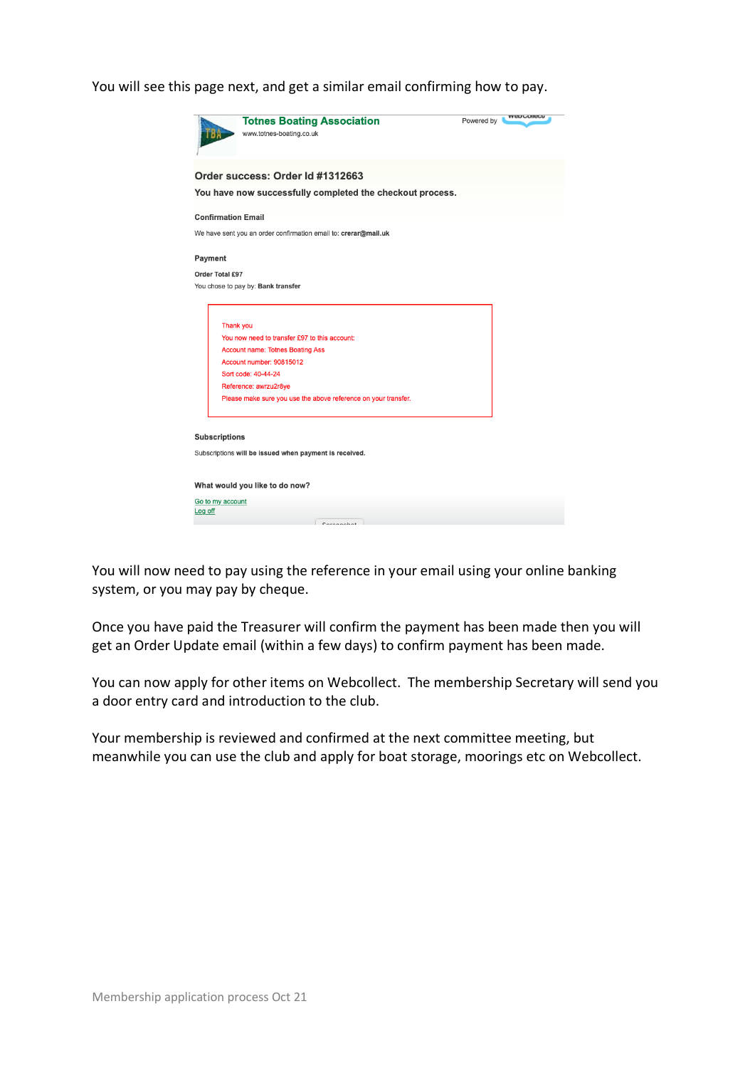You will see this page next, and get a similar email confirming how to pay.

**Totnes Boating Association**
www.totnes-boating.co.uk

Powered by WebCollect

**Order success: Order Id #1312663**

**You have now successfully completed the checkout process.**

**Confirmation Email**

We have sent you an order confirmation email to: **crerar@mail.uk**

**Payment**

**Order Total £97**

You chose to pay by: **Bank transfer**

Thank you
You now need to transfer £97 to this account:
Account name: Totnes Boating Ass
Account number: 90815012
Sort code: 40-44-24
Reference: awrzu2r8ye
Please make sure you use the above reference on your transfer.

**Subscriptions**

Subscriptions **will be issued when payment is received.**

**What would you like to do now?**

Go to my account
Log off

You will now need to pay using the reference in your email using your online banking system, or you may pay by cheque.

Once you have paid the Treasurer will confirm the payment has been made then you will get an Order Update email (within a few days) to confirm payment has been made.

You can now apply for other items on Webcollect. The membership Secretary will send you a door entry card and introduction to the club.

Your membership is reviewed and confirmed at the next committee meeting, but meanwhile you can use the club and apply for boat storage, moorings etc on Webcollect.